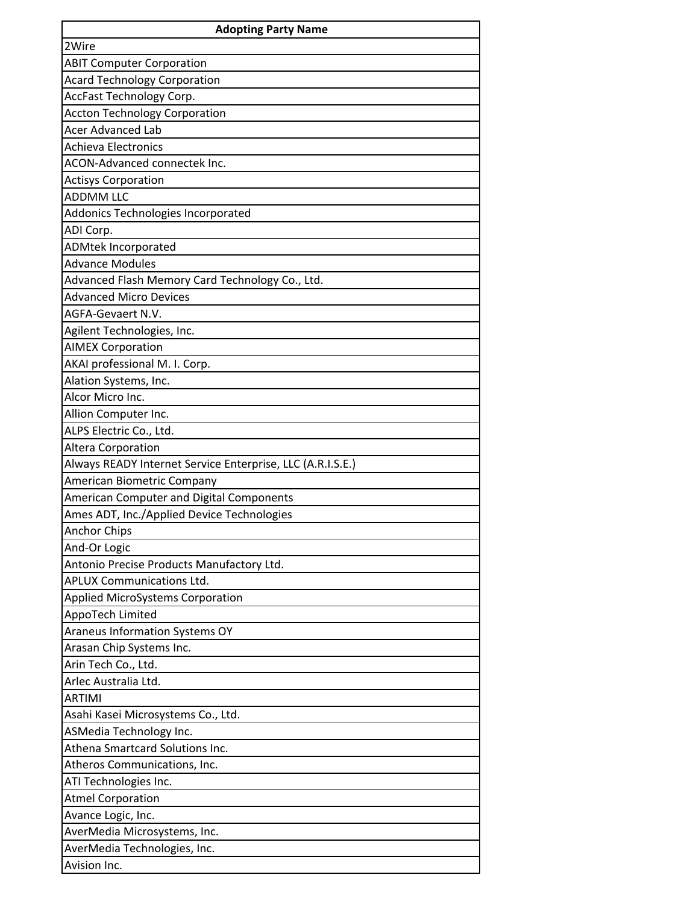| Adopting Party Name |
|---|
| 2Wire |
| ABIT Computer Corporation |
| Acard Technology Corporation |
| AccFast Technology Corp. |
| Accton Technology Corporation |
| Acer Advanced Lab |
| Achieva Electronics |
| ACON-Advanced connectek Inc. |
| Actisys Corporation |
| ADDMM LLC |
| Addonics Technologies Incorporated |
| ADI Corp. |
| ADMtek Incorporated |
| Advance Modules |
| Advanced Flash Memory Card Technology Co., Ltd. |
| Advanced Micro Devices |
| AGFA-Gevaert N.V. |
| Agilent Technologies, Inc. |
| AIMEX Corporation |
| AKAI professional M. I. Corp. |
| Alation Systems, Inc. |
| Alcor Micro Inc. |
| Allion Computer Inc. |
| ALPS Electric Co., Ltd. |
| Altera Corporation |
| Always READY Internet Service Enterprise, LLC (A.R.I.S.E.) |
| American Biometric Company |
| American Computer and Digital Components |
| Ames ADT, Inc./Applied Device Technologies |
| Anchor Chips |
| And-Or Logic |
| Antonio Precise Products Manufactory Ltd. |
| APLUX Communications Ltd. |
| Applied MicroSystems Corporation |
| AppoTech Limited |
| Araneus Information Systems OY |
| Arasan Chip Systems Inc. |
| Arin Tech Co., Ltd. |
| Arlec Australia Ltd. |
| ARTIMI |
| Asahi Kasei Microsystems Co., Ltd. |
| ASMedia Technology Inc. |
| Athena Smartcard Solutions Inc. |
| Atheros Communications, Inc. |
| ATI Technologies Inc. |
| Atmel Corporation |
| Avance Logic, Inc. |
| AverMedia Microsystems, Inc. |
| AverMedia Technologies, Inc. |
| Avision Inc. |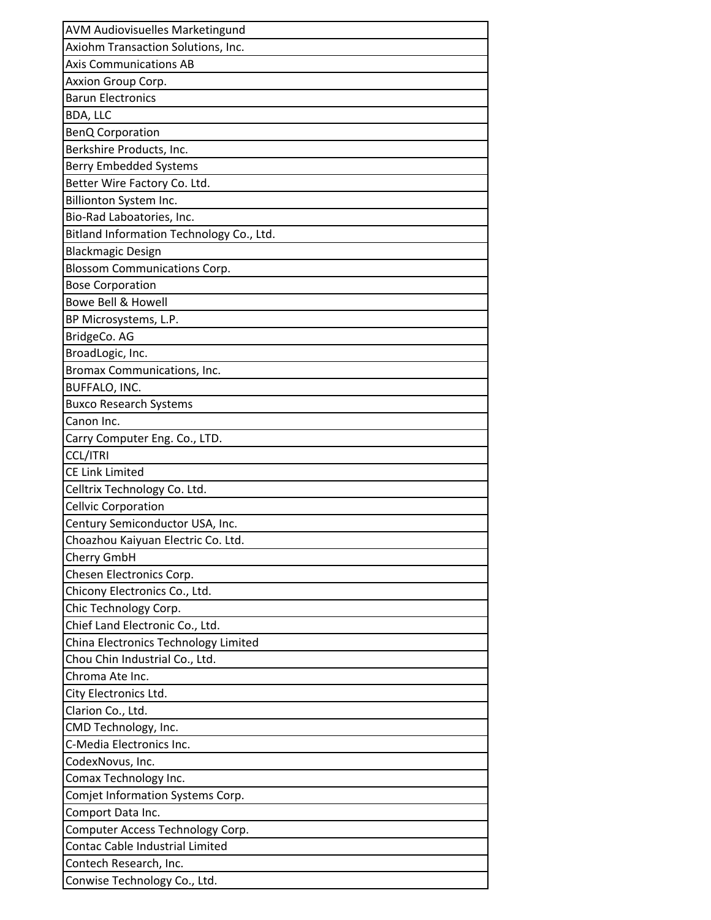| AVM Audiovisuelles Marketingund |
| --- |
| Axiohm Transaction Solutions, Inc. |
| Axis Communications AB |
| Axxion Group Corp. |
| Barun Electronics |
| BDA, LLC |
| BenQ Corporation |
| Berkshire Products, Inc. |
| Berry Embedded Systems |
| Better Wire Factory Co. Ltd. |
| Billionton System Inc. |
| Bio-Rad Laboatories, Inc. |
| Bitland Information Technology Co., Ltd. |
| Blackmagic Design |
| Blossom Communications Corp. |
| Bose Corporation |
| Bowe Bell & Howell |
| BP Microsystems, L.P. |
| BridgeCo. AG |
| BroadLogic, Inc. |
| Bromax Communications, Inc. |
| BUFFALO, INC. |
| Buxco Research Systems |
| Canon Inc. |
| Carry Computer Eng. Co., LTD. |
| CCL/ITRI |
| CE Link Limited |
| Celltrix Technology Co. Ltd. |
| Cellvic Corporation |
| Century Semiconductor USA, Inc. |
| Choazhou Kaiyuan Electric Co. Ltd. |
| Cherry GmbH |
| Chesen Electronics Corp. |
| Chicony Electronics Co., Ltd. |
| Chic Technology Corp. |
| Chief Land Electronic Co., Ltd. |
| China Electronics Technology Limited |
| Chou Chin Industrial Co., Ltd. |
| Chroma Ate Inc. |
| City Electronics Ltd. |
| Clarion Co., Ltd. |
| CMD Technology, Inc. |
| C-Media Electronics Inc. |
| CodexNovus, Inc. |
| Comax Technology Inc. |
| Comjet Information Systems Corp. |
| Comport Data Inc. |
| Computer Access Technology Corp. |
| Contac Cable Industrial Limited |
| Contech Research, Inc. |
| Conwise Technology Co., Ltd. |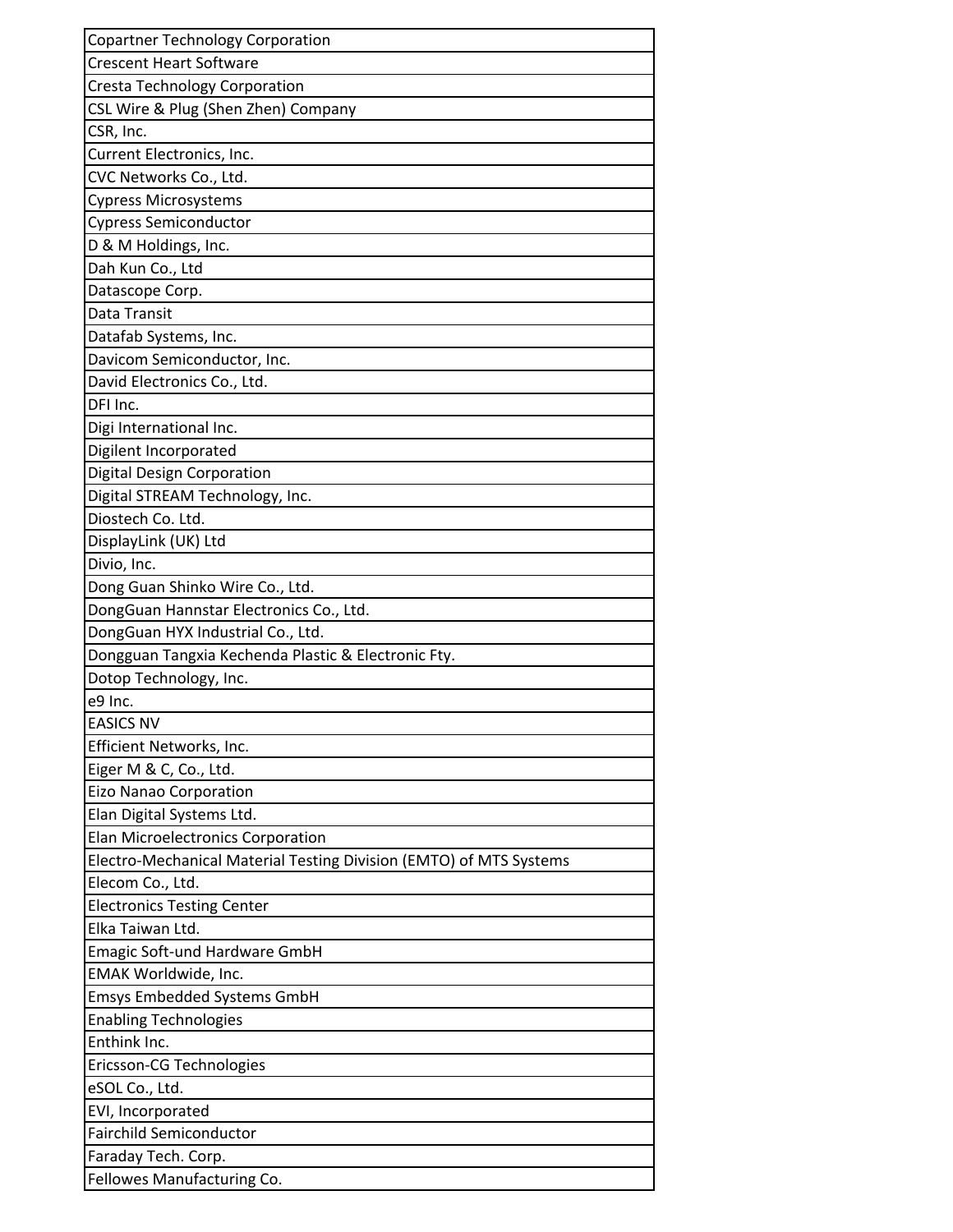| Copartner Technology Corporation |
| --- |
| Crescent Heart Software |
| Cresta Technology Corporation |
| CSL Wire & Plug (Shen Zhen) Company |
| CSR, Inc. |
| Current Electronics, Inc. |
| CVC Networks Co., Ltd. |
| Cypress Microsystems |
| Cypress Semiconductor |
| D & M Holdings, Inc. |
| Dah Kun Co., Ltd |
| Datascope Corp. |
| Data Transit |
| Datafab Systems, Inc. |
| Davicom Semiconductor, Inc. |
| David Electronics Co., Ltd. |
| DFI Inc. |
| Digi International Inc. |
| Digilent Incorporated |
| Digital Design Corporation |
| Digital STREAM Technology, Inc. |
| Diostech Co. Ltd. |
| DisplayLink (UK) Ltd |
| Divio, Inc. |
| Dong Guan Shinko Wire Co., Ltd. |
| DongGuan Hannstar Electronics Co., Ltd. |
| DongGuan HYX Industrial Co., Ltd. |
| Dongguan Tangxia Kechenda Plastic & Electronic Fty. |
| Dotop Technology, Inc. |
| e9 Inc. |
| EASICS NV |
| Efficient Networks, Inc. |
| Eiger M & C, Co., Ltd. |
| Eizo Nanao Corporation |
| Elan Digital Systems Ltd. |
| Elan Microelectronics Corporation |
| Electro-Mechanical Material Testing Division (EMTO) of MTS Systems |
| Elecom Co., Ltd. |
| Electronics Testing Center |
| Elka Taiwan Ltd. |
| Emagic Soft-und Hardware GmbH |
| EMAK Worldwide, Inc. |
| Emsys Embedded Systems GmbH |
| Enabling Technologies |
| Enthink Inc. |
| Ericsson-CG Technologies |
| eSOL Co., Ltd. |
| EVI, Incorporated |
| Fairchild Semiconductor |
| Faraday Tech. Corp. |
| Fellowes Manufacturing Co. |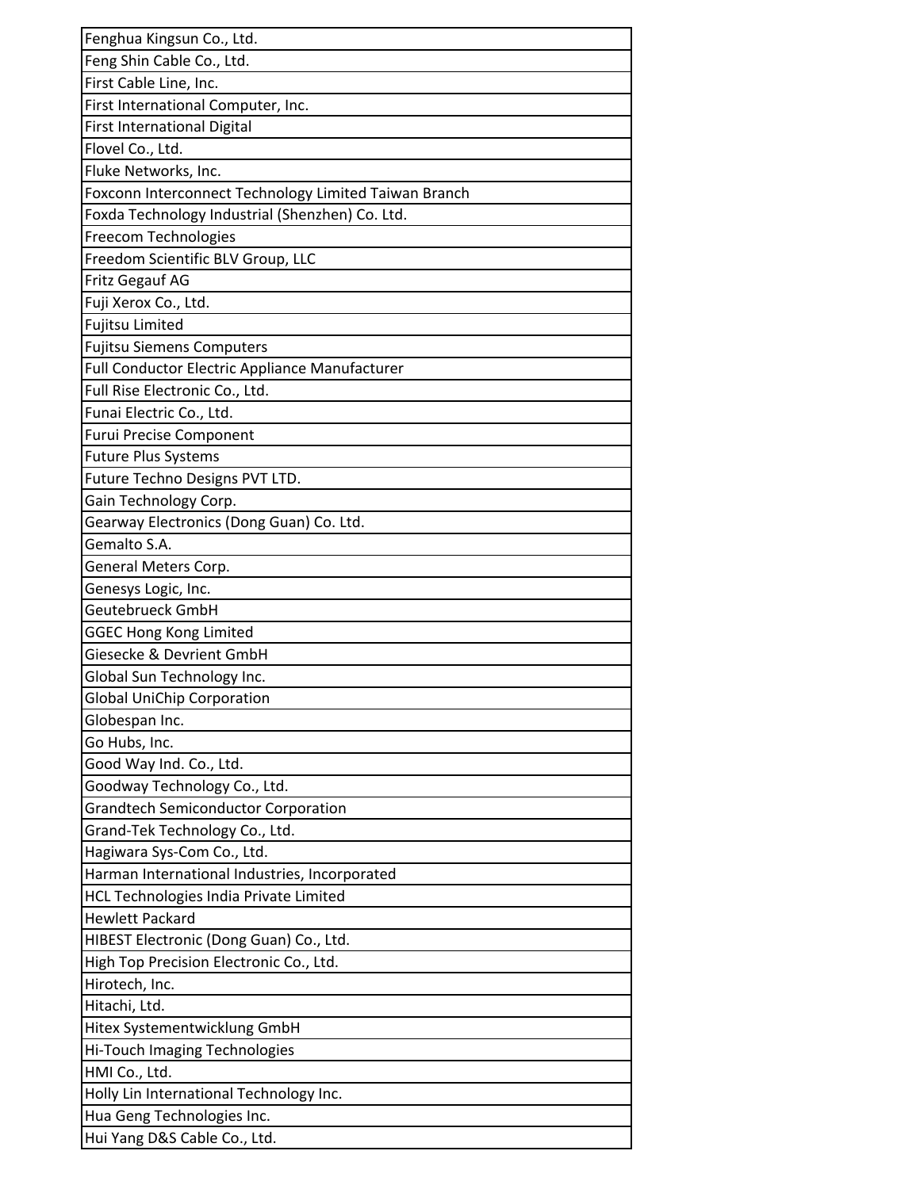| |
|---|
| Fenghua Kingsun Co., Ltd. |
| Feng Shin Cable Co., Ltd. |
| First Cable Line, Inc. |
| First International Computer, Inc. |
| First International Digital |
| Flovel Co., Ltd. |
| Fluke Networks, Inc. |
| Foxconn Interconnect Technology Limited Taiwan Branch |
| Foxda Technology Industrial (Shenzhen) Co. Ltd. |
| Freecom Technologies |
| Freedom Scientific BLV Group, LLC |
| Fritz Gegauf AG |
| Fuji Xerox Co., Ltd. |
| Fujitsu Limited |
| Fujitsu Siemens Computers |
| Full Conductor Electric Appliance Manufacturer |
| Full Rise Electronic Co., Ltd. |
| Funai Electric Co., Ltd. |
| Furui Precise Component |
| Future Plus Systems |
| Future Techno Designs PVT LTD. |
| Gain Technology Corp. |
| Gearway Electronics (Dong Guan) Co. Ltd. |
| Gemalto S.A. |
| General Meters Corp. |
| Genesys Logic, Inc. |
| Geutebrueck GmbH |
| GGEC Hong Kong Limited |
| Giesecke & Devrient GmbH |
| Global Sun Technology Inc. |
| Global UniChip Corporation |
| Globespan Inc. |
| Go Hubs, Inc. |
| Good Way Ind. Co., Ltd. |
| Goodway Technology Co., Ltd. |
| Grandtech Semiconductor Corporation |
| Grand-Tek Technology Co., Ltd. |
| Hagiwara Sys-Com Co., Ltd. |
| Harman International Industries, Incorporated |
| HCL Technologies India Private Limited |
| Hewlett Packard |
| HIBEST Electronic (Dong Guan) Co., Ltd. |
| High Top Precision Electronic Co., Ltd. |
| Hirotech, Inc. |
| Hitachi, Ltd. |
| Hitex Systementwicklung GmbH |
| Hi-Touch Imaging Technologies |
| HMI Co., Ltd. |
| Holly Lin International Technology Inc. |
| Hua Geng Technologies Inc. |
| Hui Yang D&S Cable Co., Ltd. |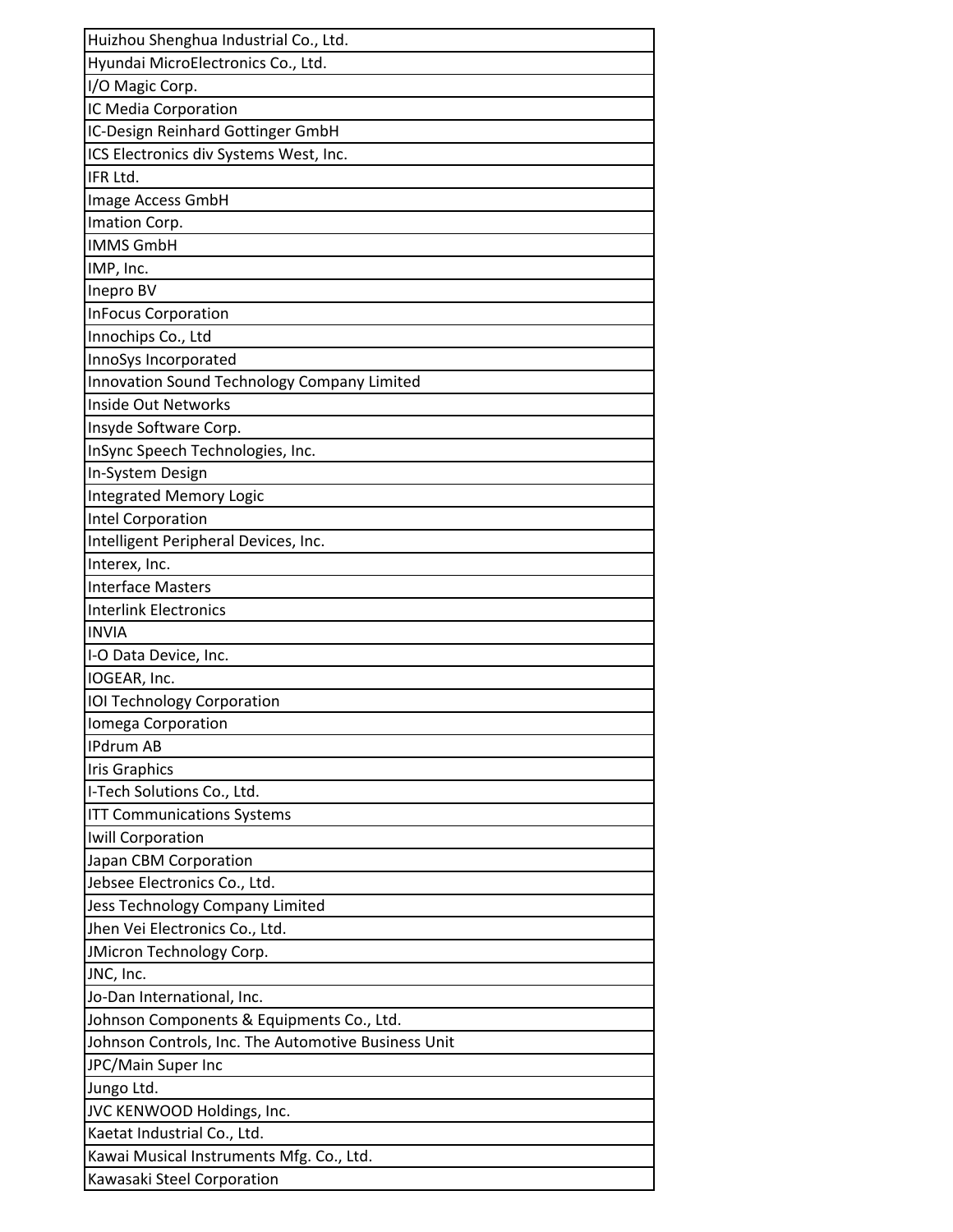| Huizhou Shenghua Industrial Co., Ltd. |
| --- |
| Hyundai MicroElectronics Co., Ltd. |
| I/O Magic Corp. |
| IC Media Corporation |
| IC-Design Reinhard Gottinger GmbH |
| ICS Electronics div Systems West, Inc. |
| IFR Ltd. |
| Image Access GmbH |
| Imation Corp. |
| IMMS GmbH |
| IMP, Inc. |
| Inepro BV |
| InFocus Corporation |
| Innochips Co., Ltd |
| InnoSys Incorporated |
| Innovation Sound Technology Company Limited |
| Inside Out Networks |
| Insyde Software Corp. |
| InSync Speech Technologies, Inc. |
| In-System Design |
| Integrated Memory Logic |
| Intel Corporation |
| Intelligent Peripheral Devices, Inc. |
| Interex, Inc. |
| Interface Masters |
| Interlink Electronics |
| INVIA |
| I-O Data Device, Inc. |
| IOGEAR, Inc. |
| IOI Technology Corporation |
| Iomega Corporation |
| IPdrum AB |
| Iris Graphics |
| I-Tech Solutions Co., Ltd. |
| ITT Communications Systems |
| Iwill Corporation |
| Japan CBM Corporation |
| Jebsee Electronics Co., Ltd. |
| Jess Technology Company Limited |
| Jhen Vei Electronics Co., Ltd. |
| JMicron Technology Corp. |
| JNC, Inc. |
| Jo-Dan International, Inc. |
| Johnson Components & Equipments Co., Ltd. |
| Johnson Controls, Inc. The Automotive Business Unit |
| JPC/Main Super Inc |
| Jungo Ltd. |
| JVC KENWOOD Holdings, Inc. |
| Kaetat Industrial Co., Ltd. |
| Kawai Musical Instruments Mfg. Co., Ltd. |
| Kawasaki Steel Corporation |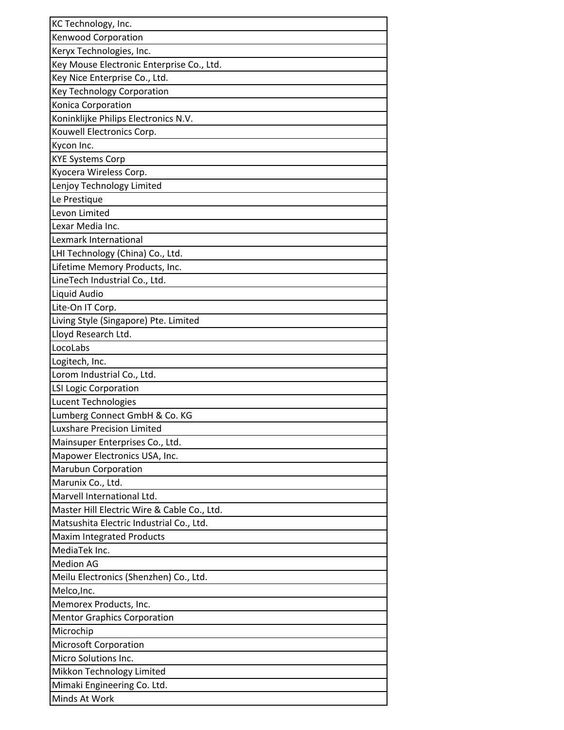| KC Technology, Inc. |
|---|
| Kenwood Corporation |
| Keryx Technologies, Inc. |
| Key Mouse Electronic Enterprise Co., Ltd. |
| Key Nice Enterprise Co., Ltd. |
| Key Technology Corporation |
| Konica Corporation |
| Koninklijke Philips Electronics N.V. |
| Kouwell Electronics Corp. |
| Kycon Inc. |
| KYE Systems Corp |
| Kyocera Wireless Corp. |
| Lenjoy Technology Limited |
| Le Prestique |
| Levon Limited |
| Lexar Media Inc. |
| Lexmark International |
| LHI Technology (China) Co., Ltd. |
| Lifetime Memory Products, Inc. |
| LineTech Industrial Co., Ltd. |
| Liquid Audio |
| Lite-On IT Corp. |
| Living Style (Singapore) Pte. Limited |
| Lloyd Research Ltd. |
| LocoLabs |
| Logitech, Inc. |
| Lorom Industrial Co., Ltd. |
| LSI Logic Corporation |
| Lucent Technologies |
| Lumberg Connect GmbH & Co. KG |
| Luxshare Precision Limited |
| Mainsuper Enterprises Co., Ltd. |
| Mapower Electronics USA, Inc. |
| Marubun Corporation |
| Marunix Co., Ltd. |
| Marvell International Ltd. |
| Master Hill Electric Wire & Cable Co., Ltd. |
| Matsushita Electric Industrial Co., Ltd. |
| Maxim Integrated Products |
| MediaTek Inc. |
| Medion AG |
| Meilu Electronics (Shenzhen) Co., Ltd. |
| Melco,Inc. |
| Memorex Products, Inc. |
| Mentor Graphics Corporation |
| Microchip |
| Microsoft Corporation |
| Micro Solutions Inc. |
| Mikkon Technology Limited |
| Mimaki Engineering Co. Ltd. |
| Minds At Work |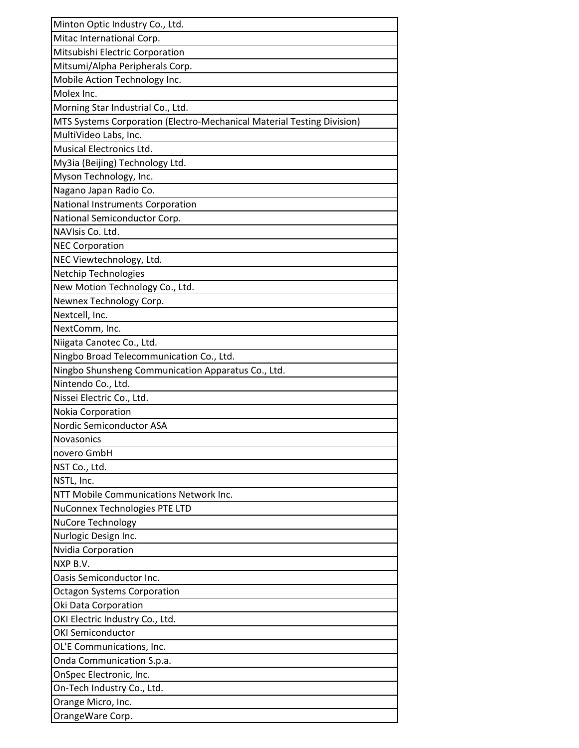| Minton Optic Industry Co., Ltd. |
|---|
| Mitac International Corp. |
| Mitsubishi Electric Corporation |
| Mitsumi/Alpha Peripherals Corp. |
| Mobile Action Technology Inc. |
| Molex Inc. |
| Morning Star Industrial Co., Ltd. |
| MTS Systems Corporation (Electro-Mechanical Material Testing Division) |
| MultiVideo Labs, Inc. |
| Musical Electronics Ltd. |
| My3ia (Beijing) Technology Ltd. |
| Myson Technology, Inc. |
| Nagano Japan Radio Co. |
| National Instruments Corporation |
| National Semiconductor Corp. |
| NAVIsis Co. Ltd. |
| NEC Corporation |
| NEC Viewtechnology, Ltd. |
| Netchip Technologies |
| New Motion Technology Co., Ltd. |
| Newnex Technology Corp. |
| Nextcell, Inc. |
| NextComm, Inc. |
| Niigata Canotec Co., Ltd. |
| Ningbo Broad Telecommunication Co., Ltd. |
| Ningbo Shunsheng Communication Apparatus Co., Ltd. |
| Nintendo Co., Ltd. |
| Nissei Electric Co., Ltd. |
| Nokia Corporation |
| Nordic Semiconductor ASA |
| Novasonics |
| novero GmbH |
| NST Co., Ltd. |
| NSTL, Inc. |
| NTT Mobile Communications Network Inc. |
| NuConnex Technologies PTE LTD |
| NuCore Technology |
| Nurlogic Design Inc. |
| Nvidia Corporation |
| NXP B.V. |
| Oasis Semiconductor Inc. |
| Octagon Systems Corporation |
| Oki Data Corporation |
| OKI Electric Industry Co., Ltd. |
| OKI Semiconductor |
| OL'E Communications, Inc. |
| Onda Communication S.p.a. |
| OnSpec Electronic, Inc. |
| On-Tech Industry Co., Ltd. |
| Orange Micro, Inc. |
| OrangeWare Corp. |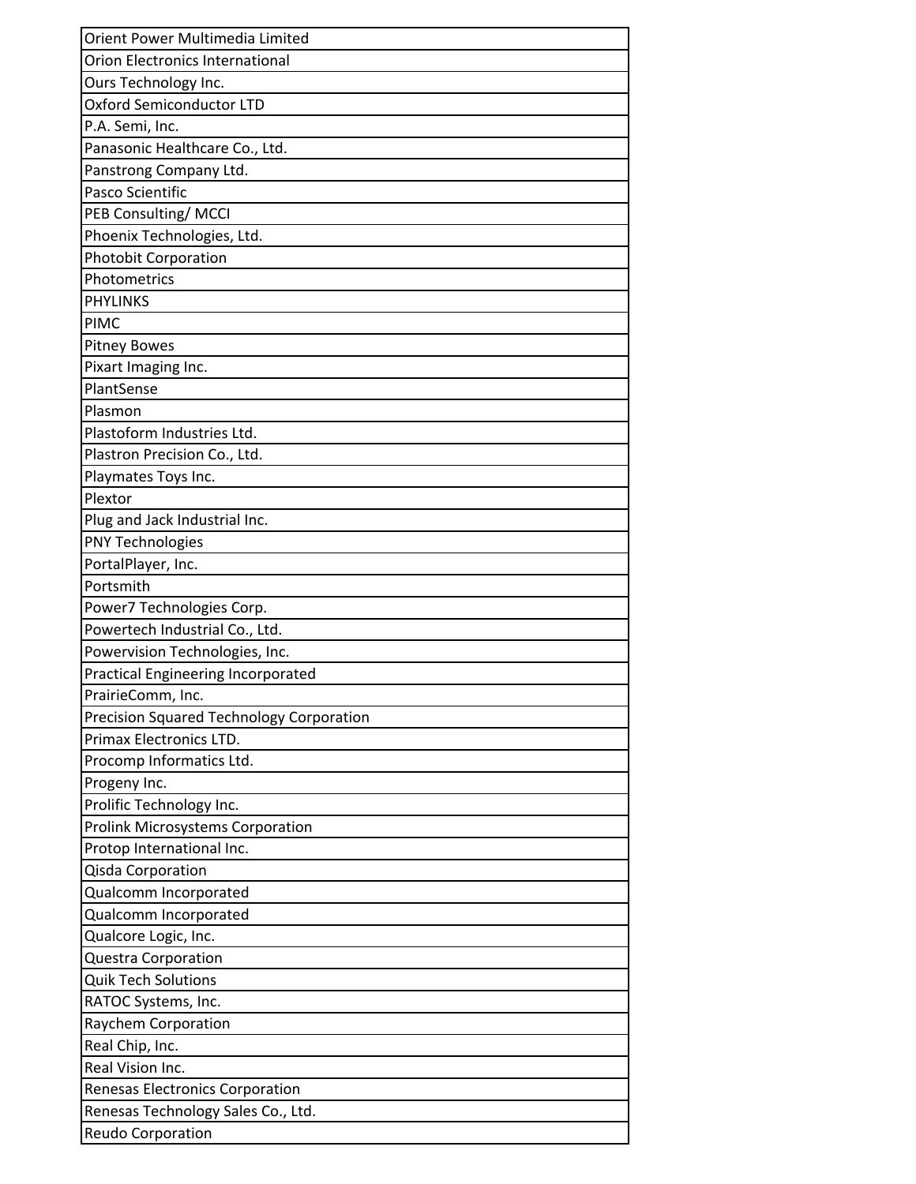| Orient Power Multimedia Limited |
| --- |
| Orion Electronics International |
| Ours Technology Inc. |
| Oxford Semiconductor LTD |
| P.A. Semi, Inc. |
| Panasonic Healthcare Co., Ltd. |
| Panstrong Company Ltd. |
| Pasco Scientific |
| PEB Consulting/ MCCI |
| Phoenix Technologies, Ltd. |
| Photobit Corporation |
| Photometrics |
| PHYLINKS |
| PIMC |
| Pitney Bowes |
| Pixart Imaging Inc. |
| PlantSense |
| Plasmon |
| Plastoform Industries Ltd. |
| Plastron Precision Co., Ltd. |
| Playmates Toys Inc. |
| Plextor |
| Plug and Jack Industrial Inc. |
| PNY Technologies |
| PortalPlayer, Inc. |
| Portsmith |
| Power7 Technologies Corp. |
| Powertech Industrial Co., Ltd. |
| Powervision Technologies, Inc. |
| Practical Engineering Incorporated |
| PrairieComm, Inc. |
| Precision Squared Technology Corporation |
| Primax Electronics LTD. |
| Procomp Informatics Ltd. |
| Progeny Inc. |
| Prolific Technology Inc. |
| Prolink Microsystems Corporation |
| Protop International Inc. |
| Qisda Corporation |
| Qualcomm Incorporated |
| Qualcomm Incorporated |
| Qualcore Logic, Inc. |
| Questra Corporation |
| Quik Tech Solutions |
| RATOC Systems, Inc. |
| Raychem Corporation |
| Real Chip, Inc. |
| Real Vision Inc. |
| Renesas Electronics Corporation |
| Renesas Technology Sales Co., Ltd. |
| Reudo Corporation |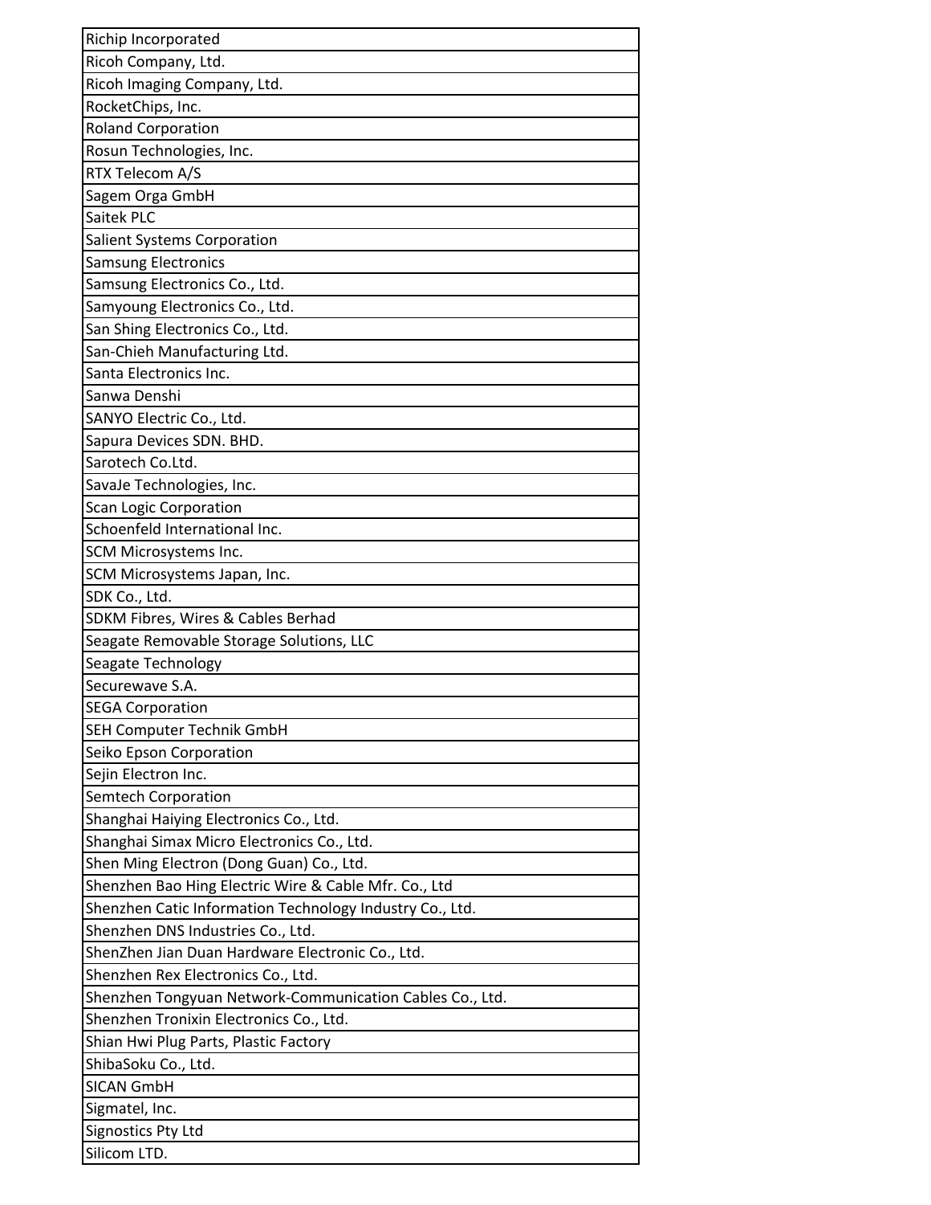| |
|---|
| Richip Incorporated |
| Ricoh Company, Ltd. |
| Ricoh Imaging Company, Ltd. |
| RocketChips, Inc. |
| Roland Corporation |
| Rosun Technologies, Inc. |
| RTX Telecom A/S |
| Sagem Orga GmbH |
| Saitek PLC |
| Salient Systems Corporation |
| Samsung Electronics |
| Samsung Electronics Co., Ltd. |
| Samyoung Electronics Co., Ltd. |
| San Shing Electronics Co., Ltd. |
| San-Chieh Manufacturing Ltd. |
| Santa Electronics Inc. |
| Sanwa Denshi |
| SANYO Electric Co., Ltd. |
| Sapura Devices SDN. BHD. |
| Sarotech Co.Ltd. |
| SavaJe Technologies, Inc. |
| Scan Logic Corporation |
| Schoenfeld International Inc. |
| SCM Microsystems Inc. |
| SCM Microsystems Japan, Inc. |
| SDK Co., Ltd. |
| SDKM Fibres, Wires & Cables Berhad |
| Seagate Removable Storage Solutions, LLC |
| Seagate Technology |
| Securewave S.A. |
| SEGA Corporation |
| SEH Computer Technik GmbH |
| Seiko Epson Corporation |
| Sejin Electron Inc. |
| Semtech Corporation |
| Shanghai Haiying Electronics Co., Ltd. |
| Shanghai Simax Micro Electronics Co., Ltd. |
| Shen Ming Electron (Dong Guan) Co., Ltd. |
| Shenzhen Bao Hing Electric Wire & Cable Mfr. Co., Ltd |
| Shenzhen Catic Information Technology Industry Co., Ltd. |
| Shenzhen DNS Industries Co., Ltd. |
| ShenZhen Jian Duan Hardware Electronic Co., Ltd. |
| Shenzhen Rex Electronics Co., Ltd. |
| Shenzhen Tongyuan Network-Communication Cables Co., Ltd. |
| Shenzhen Tronixin Electronics Co., Ltd. |
| Shian Hwi Plug Parts, Plastic Factory |
| ShibaSoku Co., Ltd. |
| SICAN GmbH |
| Sigmatel, Inc. |
| Signostics Pty Ltd |
| Silicom LTD. |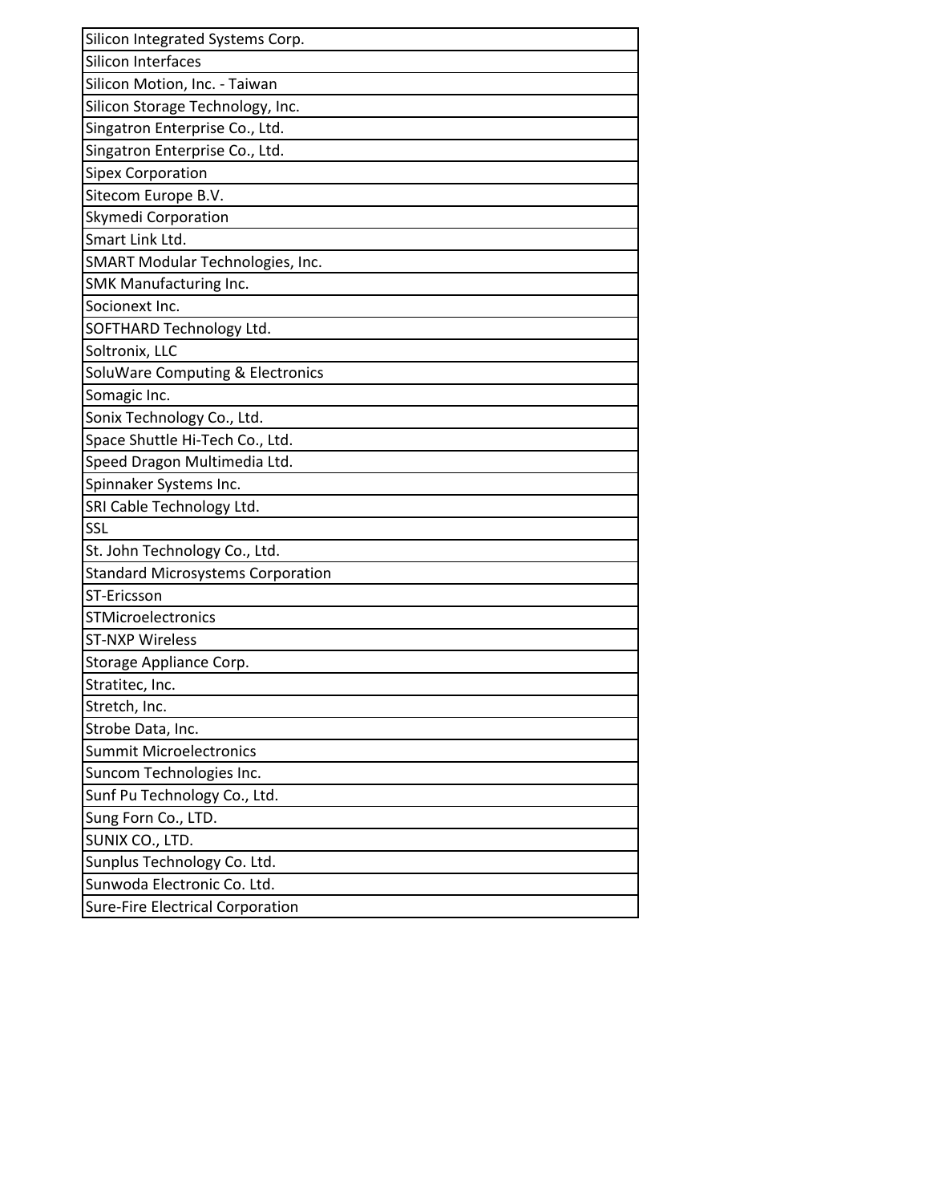| |
|---|
| Silicon Integrated Systems Corp. |
| Silicon Interfaces |
| Silicon Motion, Inc. - Taiwan |
| Silicon Storage Technology, Inc. |
| Singatron Enterprise Co., Ltd. |
| Singatron Enterprise Co., Ltd. |
| Sipex Corporation |
| Sitecom Europe B.V. |
| Skymedi Corporation |
| Smart Link Ltd. |
| SMART Modular Technologies, Inc. |
| SMK Manufacturing Inc. |
| Socionext Inc. |
| SOFTHARD Technology Ltd. |
| Soltronix, LLC |
| SoluWare Computing & Electronics |
| Somagic Inc. |
| Sonix Technology Co., Ltd. |
| Space Shuttle Hi-Tech Co., Ltd. |
| Speed Dragon Multimedia Ltd. |
| Spinnaker Systems Inc. |
| SRI Cable Technology Ltd. |
| SSL |
| St. John Technology Co., Ltd. |
| Standard Microsystems Corporation |
| ST-Ericsson |
| STMicroelectronics |
| ST-NXP Wireless |
| Storage Appliance Corp. |
| Stratitec, Inc. |
| Stretch, Inc. |
| Strobe Data, Inc. |
| Summit Microelectronics |
| Suncom Technologies Inc. |
| Sunf Pu Technology Co., Ltd. |
| Sung Forn Co., LTD. |
| SUNIX CO., LTD. |
| Sunplus Technology Co. Ltd. |
| Sunwoda Electronic Co. Ltd. |
| Sure-Fire Electrical Corporation |